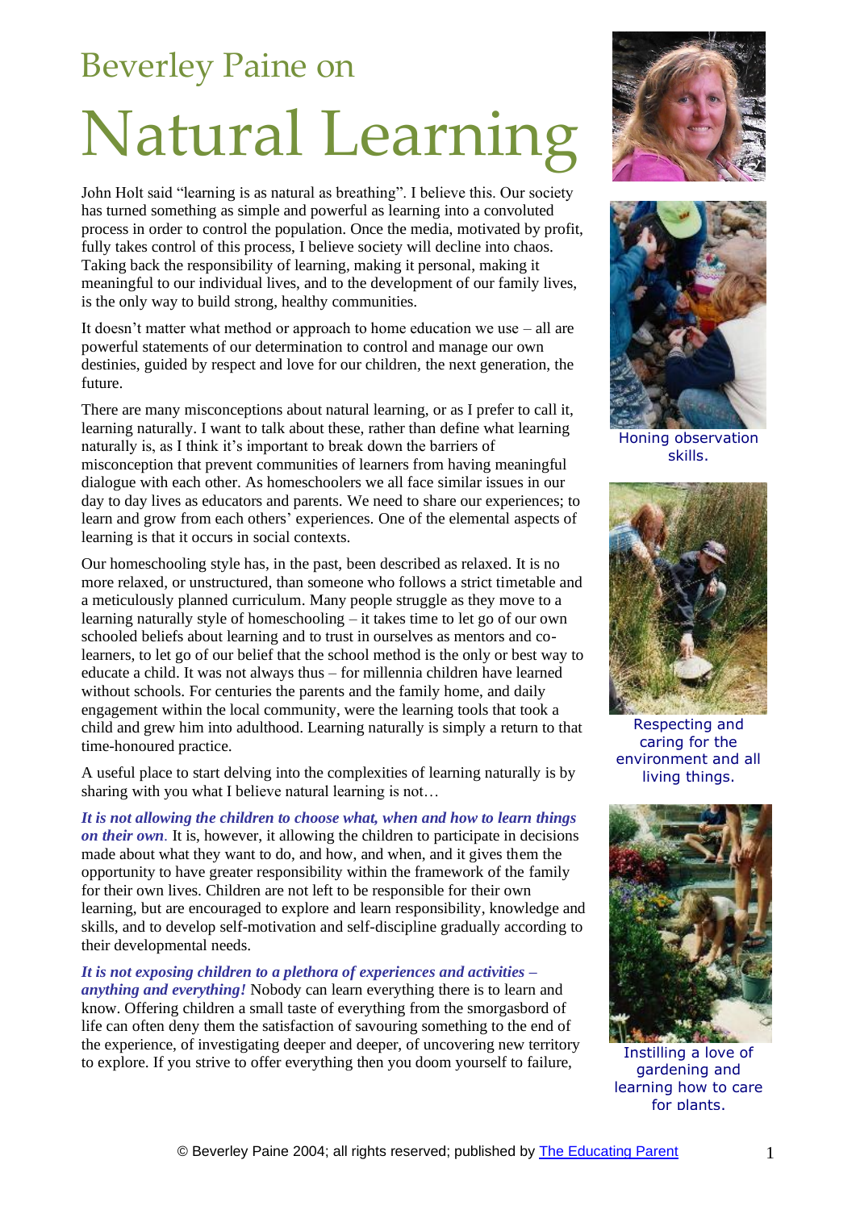Beverley Paine on

# Natural Learning

John Holt said "learning is as natural as breathing". I believe this. Our society has turned something as simple and powerful as learning into a convoluted process in order to control the population. Once the media, motivated by profit, fully takes control of this process, I believe society will decline into chaos. Taking back the responsibility of learning, making it personal, making it meaningful to our individual lives, and to the development of our family lives, is the only way to build strong, healthy communities.

It doesn't matter what method or approach to home education we use – all are powerful statements of our determination to control and manage our own destinies, guided by respect and love for our children, the next generation, the future.

There are many misconceptions about natural learning, or as I prefer to call it, learning naturally. I want to talk about these, rather than define what learning naturally is, as I think it's important to break down the barriers of misconception that prevent communities of learners from having meaningful dialogue with each other. As homeschoolers we all face similar issues in our day to day lives as educators and parents. We need to share our experiences; to learn and grow from each others' experiences. One of the elemental aspects of learning is that it occurs in social contexts.

Our homeschooling style has, in the past, been described as relaxed. It is no more relaxed, or unstructured, than someone who follows a strict timetable and a meticulously planned curriculum. Many people struggle as they move to a learning naturally style of homeschooling – it takes time to let go of our own schooled beliefs about learning and to trust in ourselves as mentors and co-learners, to let go of our belief that the school method is the only or best way to educate a child. It was not always thus – for millennia children have learned without schools. For centuries the parents and the family home, and daily engagement within the local community, were the learning tools that took a child and grew him into adulthood. Learning naturally is simply a return to that time-honoured practice.

A useful place to start delving into the complexities of learning naturally is by sharing with you what I believe natural learning is not…

***It is not allowing the children to choose what, when and how to learn things on their own.*** It is, however, it allowing the children to participate in decisions made about what they want to do, and how, and when, and it gives them the opportunity to have greater responsibility within the framework of the family for their own lives. Children are not left to be responsible for their own learning, but are encouraged to explore and learn responsibility, knowledge and skills, and to develop self-motivation and self-discipline gradually according to their developmental needs.

***It is not exposing children to a plethora of experiences and activities – anything and everything!*** Nobody can learn everything there is to learn and know. Offering children a small taste of everything from the smorgasbord of life can often deny them the satisfaction of savouring something to the end of the experience, of investigating deeper and deeper, of uncovering new territory to explore. If you strive to offer everything then you doom yourself to failure,

Honing observation skills.

Respecting and caring for the environment and all living things.

Instilling a love of gardening and learning how to care for plants.

© Beverley Paine 2004; all rights reserved; published by The Educating Parent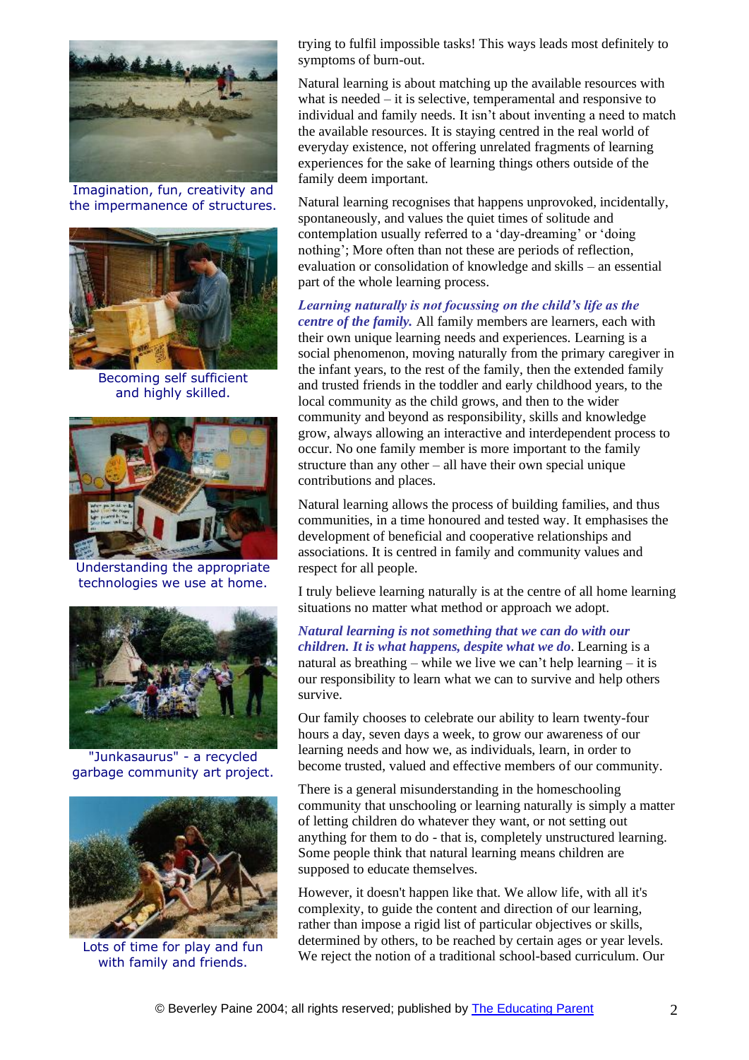Imagination, fun, creativity and the impermanence of structures.

Becoming self sufficient and highly skilled.

Understanding the appropriate technologies we use at home.

"Junkasaurus" - a recycled garbage community art project.

Lots of time for play and fun with family and friends.

trying to fulfil impossible tasks! This ways leads most definitely to symptoms of burn-out.

Natural learning is about matching up the available resources with what is needed – it is selective, temperamental and responsive to individual and family needs. It isn't about inventing a need to match the available resources. It is staying centred in the real world of everyday existence, not offering unrelated fragments of learning experiences for the sake of learning things others outside of the family deem important.

Natural learning recognises that happens unprovoked, incidentally, spontaneously, and values the quiet times of solitude and contemplation usually referred to a 'day-dreaming' or 'doing nothing'; More often than not these are periods of reflection, evaluation or consolidation of knowledge and skills – an essential part of the whole learning process.

***Learning naturally is not focussing on the child's life as the centre of the family.*** All family members are learners, each with their own unique learning needs and experiences. Learning is a social phenomenon, moving naturally from the primary caregiver in the infant years, to the rest of the family, then the extended family and trusted friends in the toddler and early childhood years, to the local community as the child grows, and then to the wider community and beyond as responsibility, skills and knowledge grow, always allowing an interactive and interdependent process to occur. No one family member is more important to the family structure than any other – all have their own special unique contributions and places.

Natural learning allows the process of building families, and thus communities, in a time honoured and tested way. It emphasises the development of beneficial and cooperative relationships and associations. It is centred in family and community values and respect for all people.

I truly believe learning naturally is at the centre of all home learning situations no matter what method or approach we adopt.

***Natural learning is not something that we can do with our children. It is what happens, despite what we do***. Learning is a natural as breathing – while we live we can't help learning – it is our responsibility to learn what we can to survive and help others survive.

Our family chooses to celebrate our ability to learn twenty-four hours a day, seven days a week, to grow our awareness of our learning needs and how we, as individuals, learn, in order to become trusted, valued and effective members of our community.

There is a general misunderstanding in the homeschooling community that unschooling or learning naturally is simply a matter of letting children do whatever they want, or not setting out anything for them to do - that is, completely unstructured learning. Some people think that natural learning means children are supposed to educate themselves.

However, it doesn't happen like that. We allow life, with all it's complexity, to guide the content and direction of our learning, rather than impose a rigid list of particular objectives or skills, determined by others, to be reached by certain ages or year levels. We reject the notion of a traditional school-based curriculum. Our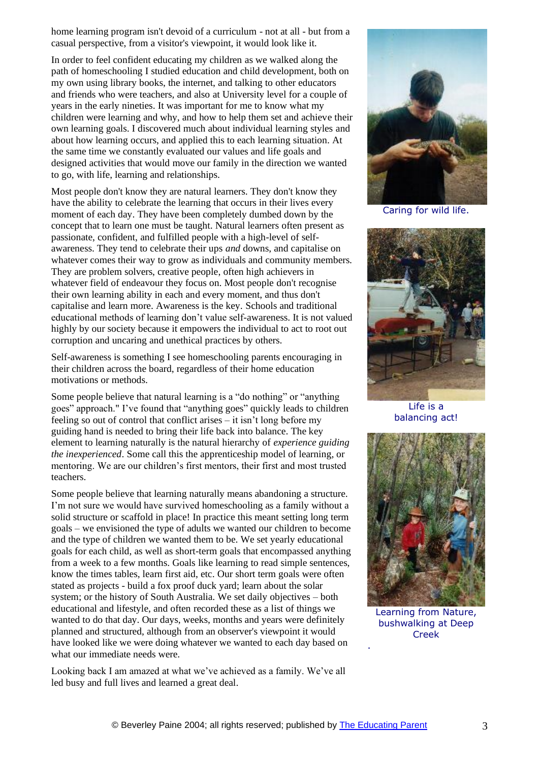home learning program isn't devoid of a curriculum - not at all - but from a casual perspective, from a visitor's viewpoint, it would look like it.

In order to feel confident educating my children as we walked along the path of homeschooling I studied education and child development, both on my own using library books, the internet, and talking to other educators and friends who were teachers, and also at University level for a couple of years in the early nineties. It was important for me to know what my children were learning and why, and how to help them set and achieve their own learning goals. I discovered much about individual learning styles and about how learning occurs, and applied this to each learning situation. At the same time we constantly evaluated our values and life goals and designed activities that would move our family in the direction we wanted to go, with life, learning and relationships.

Most people don't know they are natural learners. They don't know they have the ability to celebrate the learning that occurs in their lives every moment of each day. They have been completely dumbed down by the concept that to learn one must be taught. Natural learners often present as passionate, confident, and fulfilled people with a high-level of self-awareness. They tend to celebrate their ups *and* downs, and capitalise on whatever comes their way to grow as individuals and community members. They are problem solvers, creative people, often high achievers in whatever field of endeavour they focus on. Most people don't recognise their own learning ability in each and every moment, and thus don't capitalise and learn more. Awareness is the key. Schools and traditional educational methods of learning don't value self-awareness. It is not valued highly by our society because it empowers the individual to act to root out corruption and uncaring and unethical practices by others.

Self-awareness is something I see homeschooling parents encouraging in their children across the board, regardless of their home education motivations or methods.

Some people believe that natural learning is a "do nothing" or "anything goes" approach." I've found that "anything goes" quickly leads to children feeling so out of control that conflict arises – it isn't long before my guiding hand is needed to bring their life back into balance. The key element to learning naturally is the natural hierarchy of *experience guiding the inexperienced*. Some call this the apprenticeship model of learning, or mentoring. We are our children's first mentors, their first and most trusted teachers.

Some people believe that learning naturally means abandoning a structure. I'm not sure we would have survived homeschooling as a family without a solid structure or scaffold in place! In practice this meant setting long term goals – we envisioned the type of adults we wanted our children to become and the type of children we wanted them to be. We set yearly educational goals for each child, as well as short-term goals that encompassed anything from a week to a few months. Goals like learning to read simple sentences, know the times tables, learn first aid, etc. Our short term goals were often stated as projects - build a fox proof duck yard; learn about the solar system; or the history of South Australia. We set daily objectives – both educational and lifestyle, and often recorded these as a list of things we wanted to do that day. Our days, weeks, months and years were definitely planned and structured, although from an observer's viewpoint it would have looked like we were doing whatever we wanted to each day based on what our immediate needs were.

Looking back I am amazed at what we've achieved as a family. We've all led busy and full lives and learned a great deal.

Caring for wild life.

Life is a balancing act!

Learning from Nature, bushwalking at Deep Creek

© Beverley Paine 2004; all rights reserved; published by The Educating Parent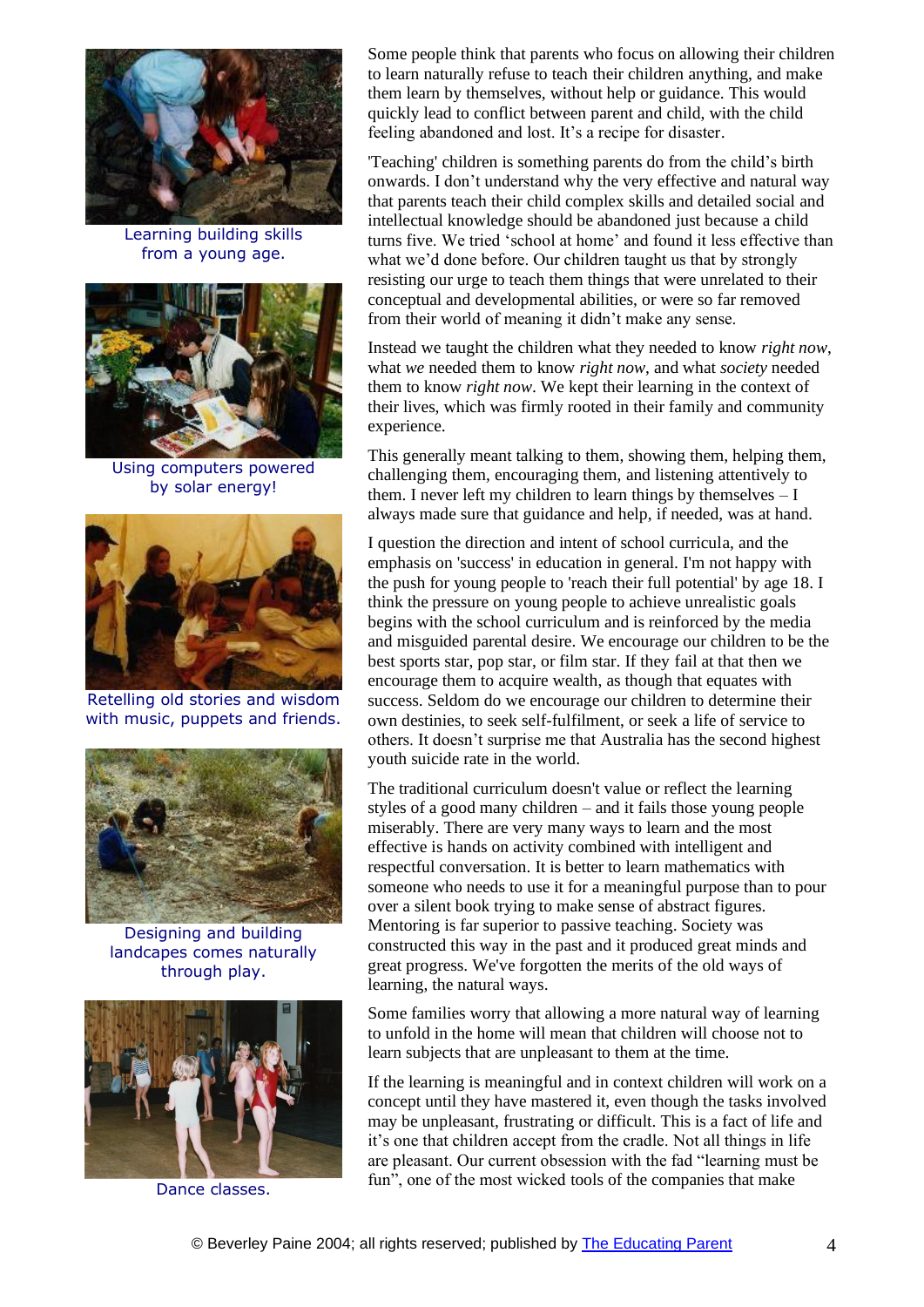Learning building skills from a young age.

Using computers powered by solar energy!

Retelling old stories and wisdom with music, puppets and friends.

Designing and building landcapes comes naturally through play.

Dance classes.

Some people think that parents who focus on allowing their children to learn naturally refuse to teach their children anything, and make them learn by themselves, without help or guidance. This would quickly lead to conflict between parent and child, with the child feeling abandoned and lost. It's a recipe for disaster.

'Teaching' children is something parents do from the child's birth onwards. I don't understand why the very effective and natural way that parents teach their child complex skills and detailed social and intellectual knowledge should be abandoned just because a child turns five. We tried 'school at home' and found it less effective than what we'd done before. Our children taught us that by strongly resisting our urge to teach them things that were unrelated to their conceptual and developmental abilities, or were so far removed from their world of meaning it didn't make any sense.

Instead we taught the children what they needed to know *right now*, what *we* needed them to know *right now*, and what *society* needed them to know *right now*. We kept their learning in the context of their lives, which was firmly rooted in their family and community experience.

This generally meant talking to them, showing them, helping them, challenging them, encouraging them, and listening attentively to them. I never left my children to learn things by themselves – I always made sure that guidance and help, if needed, was at hand.

I question the direction and intent of school curricula, and the emphasis on 'success' in education in general. I'm not happy with the push for young people to 'reach their full potential' by age 18. I think the pressure on young people to achieve unrealistic goals begins with the school curriculum and is reinforced by the media and misguided parental desire. We encourage our children to be the best sports star, pop star, or film star. If they fail at that then we encourage them to acquire wealth, as though that equates with success. Seldom do we encourage our children to determine their own destinies, to seek self-fulfilment, or seek a life of service to others. It doesn't surprise me that Australia has the second highest youth suicide rate in the world.

The traditional curriculum doesn't value or reflect the learning styles of a good many children – and it fails those young people miserably. There are very many ways to learn and the most effective is hands on activity combined with intelligent and respectful conversation. It is better to learn mathematics with someone who needs to use it for a meaningful purpose than to pour over a silent book trying to make sense of abstract figures. Mentoring is far superior to passive teaching. Society was constructed this way in the past and it produced great minds and great progress. We've forgotten the merits of the old ways of learning, the natural ways.

Some families worry that allowing a more natural way of learning to unfold in the home will mean that children will choose not to learn subjects that are unpleasant to them at the time.

If the learning is meaningful and in context children will work on a concept until they have mastered it, even though the tasks involved may be unpleasant, frustrating or difficult. This is a fact of life and it's one that children accept from the cradle. Not all things in life are pleasant. Our current obsession with the fad "learning must be fun", one of the most wicked tools of the companies that make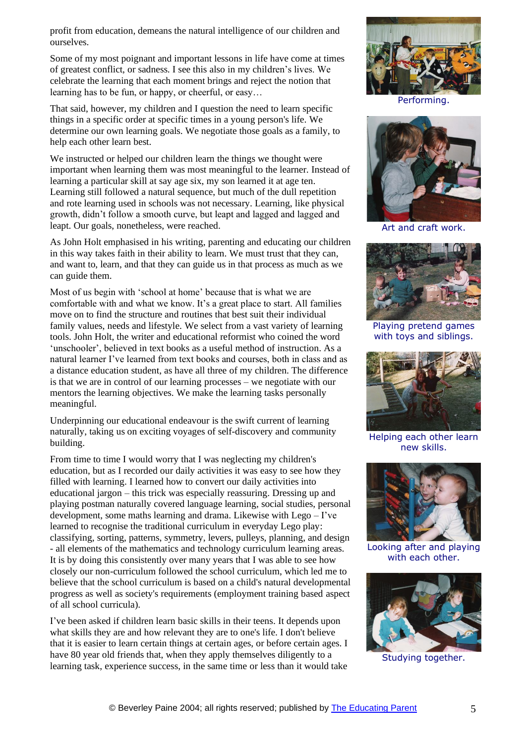profit from education, demeans the natural intelligence of our children and ourselves.

Some of my most poignant and important lessons in life have come at times of greatest conflict, or sadness. I see this also in my children's lives. We celebrate the learning that each moment brings and reject the notion that learning has to be fun, or happy, or cheerful, or easy…

That said, however, my children and I question the need to learn specific things in a specific order at specific times in a young person's life. We determine our own learning goals. We negotiate those goals as a family, to help each other learn best.

We instructed or helped our children learn the things we thought were important when learning them was most meaningful to the learner. Instead of learning a particular skill at say age six, my son learned it at age ten. Learning still followed a natural sequence, but much of the dull repetition and rote learning used in schools was not necessary. Learning, like physical growth, didn't follow a smooth curve, but leapt and lagged and lagged and leapt. Our goals, nonetheless, were reached.

As John Holt emphasised in his writing, parenting and educating our children in this way takes faith in their ability to learn. We must trust that they can, and want to, learn, and that they can guide us in that process as much as we can guide them.

Most of us begin with 'school at home' because that is what we are comfortable with and what we know. It's a great place to start. All families move on to find the structure and routines that best suit their individual family values, needs and lifestyle. We select from a vast variety of learning tools. John Holt, the writer and educational reformist who coined the word 'unschooler', believed in text books as a useful method of instruction. As a natural learner I've learned from text books and courses, both in class and as a distance education student, as have all three of my children. The difference is that we are in control of our learning processes – we negotiate with our mentors the learning objectives. We make the learning tasks personally meaningful.

Underpinning our educational endeavour is the swift current of learning naturally, taking us on exciting voyages of self-discovery and community building.

From time to time I would worry that I was neglecting my children's education, but as I recorded our daily activities it was easy to see how they filled with learning. I learned how to convert our daily activities into educational jargon – this trick was especially reassuring. Dressing up and playing postman naturally covered language learning, social studies, personal development, some maths learning and drama. Likewise with Lego – I've learned to recognise the traditional curriculum in everyday Lego play: classifying, sorting, patterns, symmetry, levers, pulleys, planning, and design - all elements of the mathematics and technology curriculum learning areas. It is by doing this consistently over many years that I was able to see how closely our non-curriculum followed the school curriculum, which led me to believe that the school curriculum is based on a child's natural developmental progress as well as society's requirements (employment training based aspect of all school curricula).

I've been asked if children learn basic skills in their teens. It depends upon what skills they are and how relevant they are to one's life. I don't believe that it is easier to learn certain things at certain ages, or before certain ages. I have 80 year old friends that, when they apply themselves diligently to a learning task, experience success, in the same time or less than it would take

Performing.

Art and craft work.

Playing pretend games with toys and siblings.

Helping each other learn new skills.

Looking after and playing with each other.

Studying together.

© Beverley Paine 2004; all rights reserved; published by The Educating Parent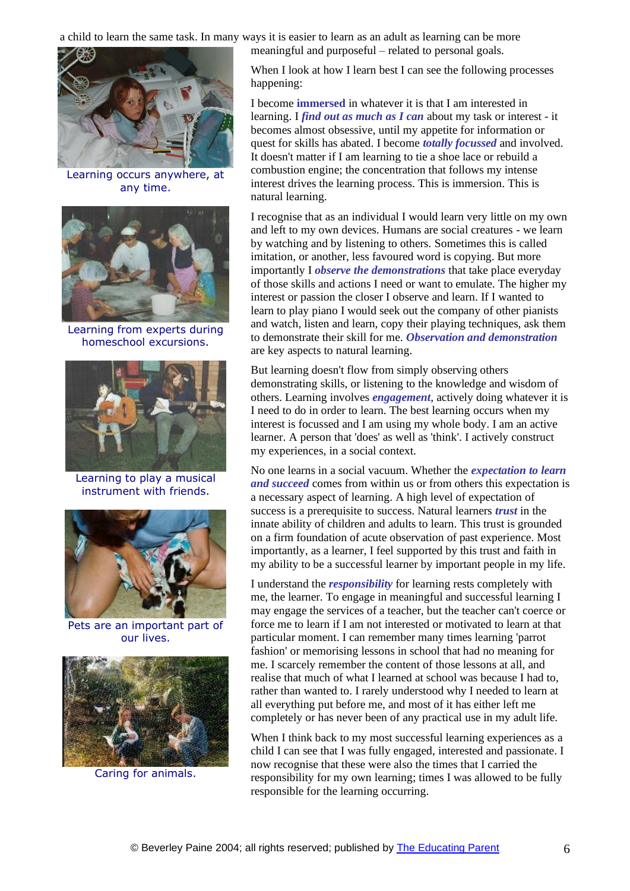a child to learn the same task. In many ways it is easier to learn as an adult as learning can be more meaningful and purposeful – related to personal goals.

Learning occurs anywhere, at any time.

Learning from experts during homeschool excursions.

Learning to play a musical instrument with friends.

Pets are an important part of our lives.

Caring for animals.

When I look at how I learn best I can see the following processes happening:

I become **immersed** in whatever it is that I am interested in learning. I ***find out as much as I can*** about my task or interest - it becomes almost obsessive, until my appetite for information or quest for skills has abated. I become ***totally focussed*** and involved. It doesn't matter if I am learning to tie a shoe lace or rebuild a combustion engine; the concentration that follows my intense interest drives the learning process. This is immersion. This is natural learning.

I recognise that as an individual I would learn very little on my own and left to my own devices. Humans are social creatures - we learn by watching and by listening to others. Sometimes this is called imitation, or another, less favoured word is copying. But more importantly I ***observe the demonstrations*** that take place everyday of those skills and actions I need or want to emulate. The higher my interest or passion the closer I observe and learn. If I wanted to learn to play piano I would seek out the company of other pianists and watch, listen and learn, copy their playing techniques, ask them to demonstrate their skill for me. ***Observation and demonstration*** are key aspects to natural learning.

But learning doesn't flow from simply observing others demonstrating skills, or listening to the knowledge and wisdom of others. Learning involves ***engagement***, actively doing whatever it is I need to do in order to learn. The best learning occurs when my interest is focussed and I am using my whole body. I am an active learner. A person that 'does' as well as 'think'. I actively construct my experiences, in a social context.

No one learns in a social vacuum. Whether the ***expectation to learn and succeed*** comes from within us or from others this expectation is a necessary aspect of learning. A high level of expectation of success is a prerequisite to success. Natural learners ***trust*** in the innate ability of children and adults to learn. This trust is grounded on a firm foundation of acute observation of past experience. Most importantly, as a learner, I feel supported by this trust and faith in my ability to be a successful learner by important people in my life.

I understand the ***responsibility*** for learning rests completely with me, the learner. To engage in meaningful and successful learning I may engage the services of a teacher, but the teacher can't coerce or force me to learn if I am not interested or motivated to learn at that particular moment. I can remember many times learning 'parrot fashion' or memorising lessons in school that had no meaning for me. I scarcely remember the content of those lessons at all, and realise that much of what I learned at school was because I had to, rather than wanted to. I rarely understood why I needed to learn at all everything put before me, and most of it has either left me completely or has never been of any practical use in my adult life.

When I think back to my most successful learning experiences as a child I can see that I was fully engaged, interested and passionate. I now recognise that these were also the times that I carried the responsibility for my own learning; times I was allowed to be fully responsible for the learning occurring.

© Beverley Paine 2004; all rights reserved; published by The Educating Parent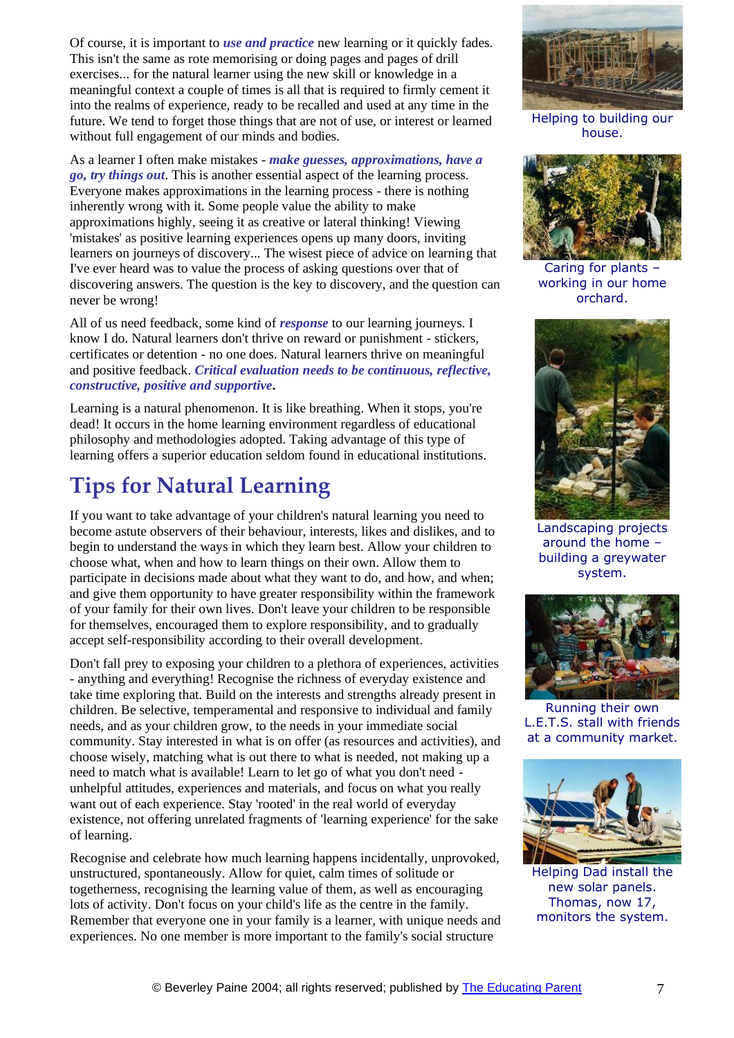Of course, it is important to ***use and practice*** new learning or it quickly fades. This isn't the same as rote memorising or doing pages and pages of drill exercises... for the natural learner using the new skill or knowledge in a meaningful context a couple of times is all that is required to firmly cement it into the realms of experience, ready to be recalled and used at any time in the future. We tend to forget those things that are not of use, or interest or learned without full engagement of our minds and bodies.

As a learner I often make mistakes - ***make guesses, approximations, have a go, try things out***. This is another essential aspect of the learning process. Everyone makes approximations in the learning process - there is nothing inherently wrong with it. Some people value the ability to make approximations highly, seeing it as creative or lateral thinking! Viewing 'mistakes' as positive learning experiences opens up many doors, inviting learners on journeys of discovery... The wisest piece of advice on learning that I've ever heard was to value the process of asking questions over that of discovering answers. The question is the key to discovery, and the question can never be wrong!

All of us need feedback, some kind of ***response*** to our learning journeys. I know I do. Natural learners don't thrive on reward or punishment - stickers, certificates or detention - no one does. Natural learners thrive on meaningful and positive feedback. ***Critical evaluation needs to be continuous, reflective, constructive, positive and supportive*****.**

Learning is a natural phenomenon. It is like breathing. When it stops, you're dead! It occurs in the home learning environment regardless of educational philosophy and methodologies adopted. Taking advantage of this type of learning offers a superior education seldom found in educational institutions.

## Tips for Natural Learning

If you want to take advantage of your children's natural learning you need to become astute observers of their behaviour, interests, likes and dislikes, and to begin to understand the ways in which they learn best. Allow your children to choose what, when and how to learn things on their own. Allow them to participate in decisions made about what they want to do, and how, and when; and give them opportunity to have greater responsibility within the framework of your family for their own lives. Don't leave your children to be responsible for themselves, encouraged them to explore responsibility, and to gradually accept self-responsibility according to their overall development.

Don't fall prey to exposing your children to a plethora of experiences, activities - anything and everything! Recognise the richness of everyday existence and take time exploring that. Build on the interests and strengths already present in children. Be selective, temperamental and responsive to individual and family needs, and as your children grow, to the needs in your immediate social community. Stay interested in what is on offer (as resources and activities), and choose wisely, matching what is out there to what is needed, not making up a need to match what is available! Learn to let go of what you don't need - unhelpful attitudes, experiences and materials, and focus on what you really want out of each experience. Stay 'rooted' in the real world of everyday existence, not offering unrelated fragments of 'learning experience' for the sake of learning.

Recognise and celebrate how much learning happens incidentally, unprovoked, unstructured, spontaneously. Allow for quiet, calm times of solitude or togetherness, recognising the learning value of them, as well as encouraging lots of activity. Don't focus on your child's life as the centre in the family. Remember that everyone one in your family is a learner, with unique needs and experiences. No one member is more important to the family's social structure

Helping to building our house.

Caring for plants – working in our home orchard.

Landscaping projects around the home – building a greywater system.

Running their own L.E.T.S. stall with friends at a community market.

Helping Dad install the new solar panels. Thomas, now 17, monitors the system.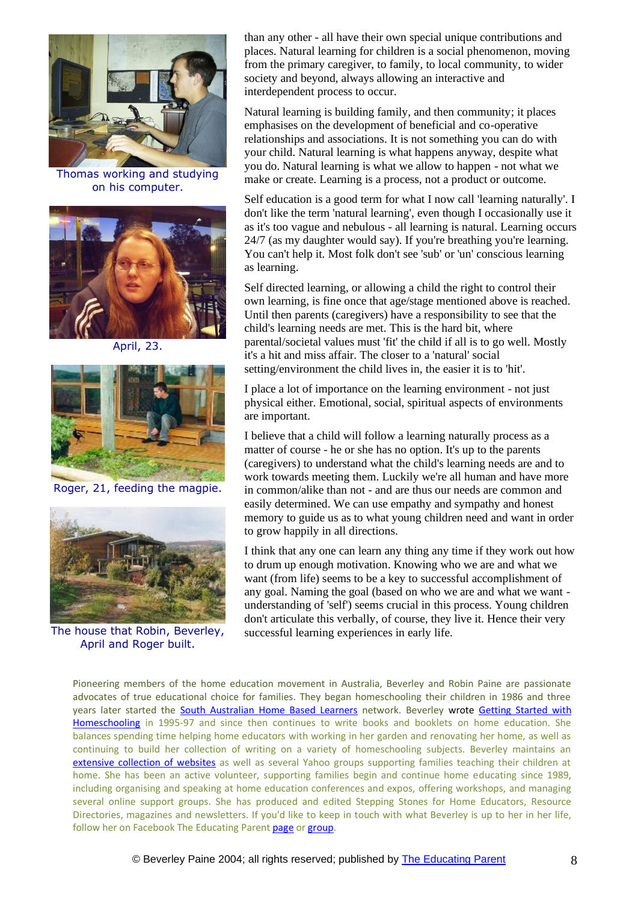Thomas working and studying on his computer.

April, 23.

Roger, 21, feeding the magpie.

The house that Robin, Beverley, April and Roger built.

than any other - all have their own special unique contributions and places. Natural learning for children is a social phenomenon, moving from the primary caregiver, to family, to local community, to wider society and beyond, always allowing an interactive and interdependent process to occur.

Natural learning is building family, and then community; it places emphasises on the development of beneficial and co-operative relationships and associations. It is not something you can do with your child. Natural learning is what happens anyway, despite what you do. Natural learning is what we allow to happen - not what we make or create. Learning is a process, not a product or outcome.

Self education is a good term for what I now call 'learning naturally'. I don't like the term 'natural learning', even though I occasionally use it as it's too vague and nebulous - all learning is natural. Learning occurs 24/7 (as my daughter would say). If you're breathing you're learning. You can't help it. Most folk don't see 'sub' or 'un' conscious learning as learning.

Self directed learning, or allowing a child the right to control their own learning, is fine once that age/stage mentioned above is reached. Until then parents (caregivers) have a responsibility to see that the child's learning needs are met. This is the hard bit, where parental/societal values must 'fit' the child if all is to go well. Mostly it's a hit and miss affair. The closer to a 'natural' social setting/environment the child lives in, the easier it is to 'hit'.

I place a lot of importance on the learning environment - not just physical either. Emotional, social, spiritual aspects of environments are important.

I believe that a child will follow a learning naturally process as a matter of course - he or she has no option. It's up to the parents (caregivers) to understand what the child's learning needs are and to work towards meeting them. Luckily we're all human and have more in common/alike than not - and are thus our needs are common and easily determined. We can use empathy and sympathy and honest memory to guide us as to what young children need and want in order to grow happily in all directions.

I think that any one can learn any thing any time if they work out how to drum up enough motivation. Knowing who we are and what we want (from life) seems to be a key to successful accomplishment of any goal. Naming the goal (based on who we are and what we want - understanding of 'self') seems crucial in this process. Young children don't articulate this verbally, of course, they live it. Hence their very successful learning experiences in early life.

Pioneering members of the home education movement in Australia, Beverley and Robin Paine are passionate advocates of true educational choice for families. They began homeschooling their children in 1986 and three years later started the South Australian Home Based Learners network. Beverley wrote Getting Started with Homeschooling in 1995-97 and since then continues to write books and booklets on home education. She balances spending time helping home educators with working in her garden and renovating her home, as well as continuing to build her collection of writing on a variety of homeschooling subjects. Beverley maintains an extensive collection of websites as well as several Yahoo groups supporting families teaching their children at home. She has been an active volunteer, supporting families begin and continue home educating since 1989, including organising and speaking at home education conferences and expos, offering workshops, and managing several online support groups. She has produced and edited Stepping Stones for Home Educators, Resource Directories, magazines and newsletters. If you'd like to keep in touch with what Beverley is up to her in her life, follow her on Facebook The Educating Parent page or group.

© Beverley Paine 2004; all rights reserved; published by The Educating Parent